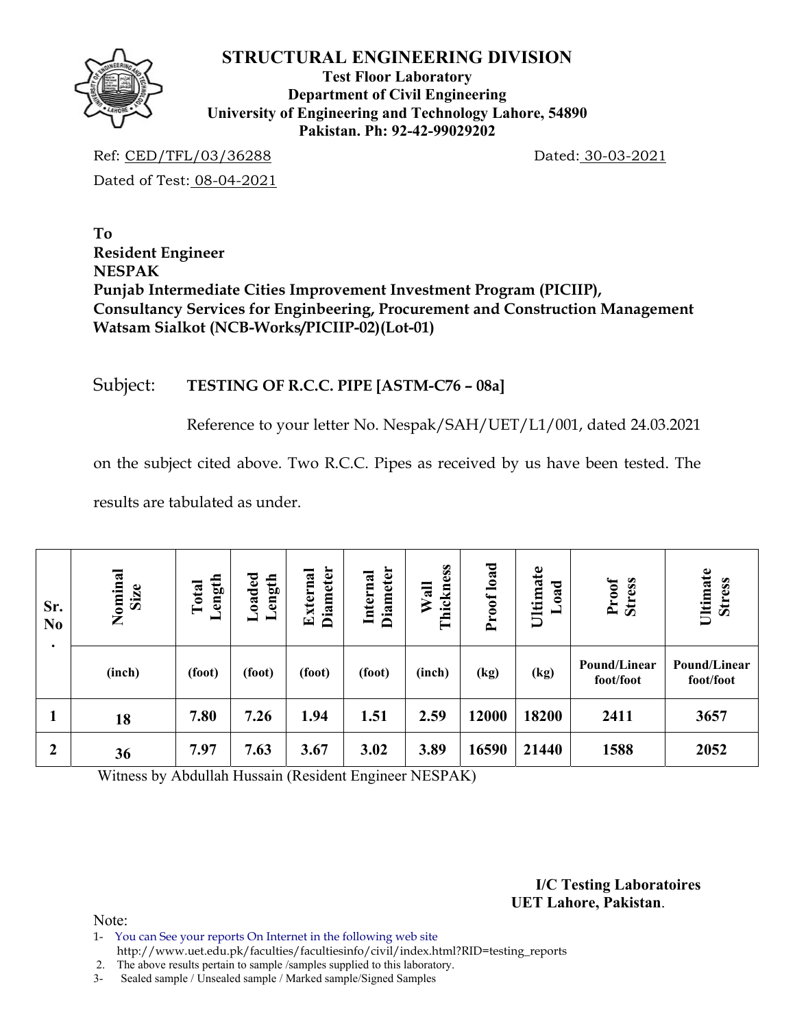# STRUCTURAL ENGINEERING DIVISION

**Test Floor Laboratory**
**Department of Civil Engineering**
**University of Engineering and Technology Lahore, 54890**
**Pakistan. Ph: 92-42-99029202**

Ref: CED/TFL/03/36288 Dated: 30-03-2021

Dated of Test: 08-04-2021

**To**
**Resident Engineer**
**NESPAK**
**Punjab Intermediate Cities Improvement Investment Program (PICIIP),**
**Consultancy Services for Enginbeering, Procurement and Construction Management**
**Watsam Sialkot (NCB-Works/PICIIP-02)(Lot-01)**

Subject: **TESTING OF R.C.C. PIPE [ASTM-C76 – 08a]**

Reference to your letter No. Nespak/SAH/UET/L1/001, dated 24.03.2021 on the subject cited above. Two R.C.C. Pipes as received by us have been tested. The results are tabulated as under.

| Sr. No. | Nominal Size | Total Length | Loaded Length | External Diameter | Internal Diameter | Wall Thickness | Proof load | Ultimate Load | Proof Stress | Ultimate Stress |
|---|---|---|---|---|---|---|---|---|---|---|
| | (inch) | (foot) | (foot) | (foot) | (foot) | (inch) | (kg) | (kg) | Pound/Linear foot/foot | Pound/Linear foot/foot |
| 1 | 18 | 7.80 | 7.26 | 1.94 | 1.51 | 2.59 | 12000 | 18200 | 2411 | 3657 |
| 2 | 36 | 7.97 | 7.63 | 3.67 | 3.02 | 3.89 | 16590 | 21440 | 1588 | 2052 |

Witness by Abdullah Hussain (Resident Engineer NESPAK)

**I/C Testing Laboratoires**
**UET Lahore, Pakistan.**

Note:
1- You can See your reports On Internet in the following web site http://www.uet.edu.pk/faculties/facultiesinfo/civil/index.html?RID=testing_reports
2. The above results pertain to sample /samples supplied to this laboratory.
3- Sealed sample / Unsealed sample / Marked sample/Signed Samples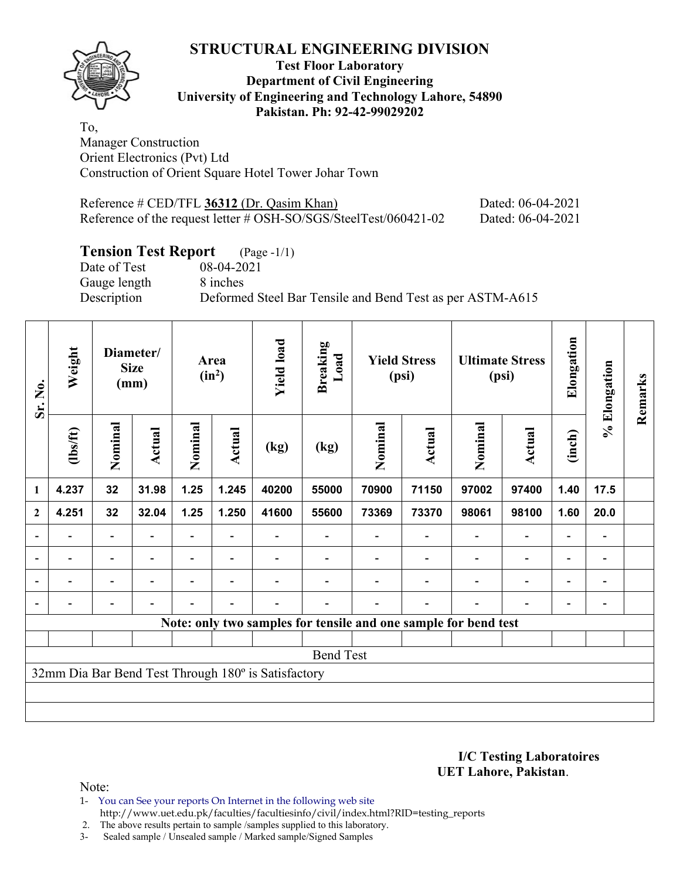# STRUCTURAL ENGINEERING DIVISION

**Test Floor Laboratory**
**Department of Civil Engineering**
**University of Engineering and Technology Lahore, 54890**
**Pakistan. Ph: 92-42-99029202**

To,
Manager Construction
Orient Electronics (Pvt) Ltd
Construction of Orient Square Hotel Tower Johar Town

Reference # CED/TFL **36312** (Dr. Qasim Khan) Dated: 06-04-2021
Reference of the request letter # OSH-SO/SGS/SteelTest/060421-02 Dated: 06-04-2021

## Tension Test Report (Page -1/1)

Date of Test 08-04-2021
Gauge length 8 inches
Description Deformed Steel Bar Tensile and Bend Test as per ASTM-A615

| Sr. No. | Weight | Diameter/ Size (mm) | | Area ($in^2$) | | Yield load | Breaking Load | Yield Stress (psi) | | Ultimate Stress (psi) | | Elongation | % Elongation | Remarks |
|---|---|---|---|---|---|---|---|---|---|---|---|---|---|---|
| | (lbs/ft) | Nominal | Actual | Nominal | Actual | (kg) | (kg) | Nominal | Actual | Nominal | Actual | (inch) | | |
| 1 | 4.237 | 32 | 31.98 | 1.25 | 1.245 | 40200 | 55000 | 70900 | 71150 | 97002 | 97400 | 1.40 | 17.5 | |
| 2 | 4.251 | 32 | 32.04 | 1.25 | 1.250 | 41600 | 55600 | 73369 | 73370 | 98061 | 98100 | 1.60 | 20.0 | |
| - | - | - | - | - | - | - | - | - | - | - | - | - | - | |
| - | - | - | - | - | - | - | - | - | - | - | - | - | - | |
| - | - | - | - | - | - | - | - | - | - | - | - | - | - | |
| - | - | - | - | - | - | - | - | - | - | - | - | - | - | |

**Note: only two samples for tensile and one sample for bend test**

Bend Test

32mm Dia Bar Bend Test Through 180º is Satisfactory

**I/C Testing Laboratoires**
**UET Lahore, Pakistan**.

Note:

1- You can See your reports On Internet in the following web site
http://www.uet.edu.pk/faculties/facultiesinfo/civil/index.html?RID=testing_reports
2. The above results pertain to sample /samples supplied to this laboratory.
3- Sealed sample / Unsealed sample / Marked sample/Signed Samples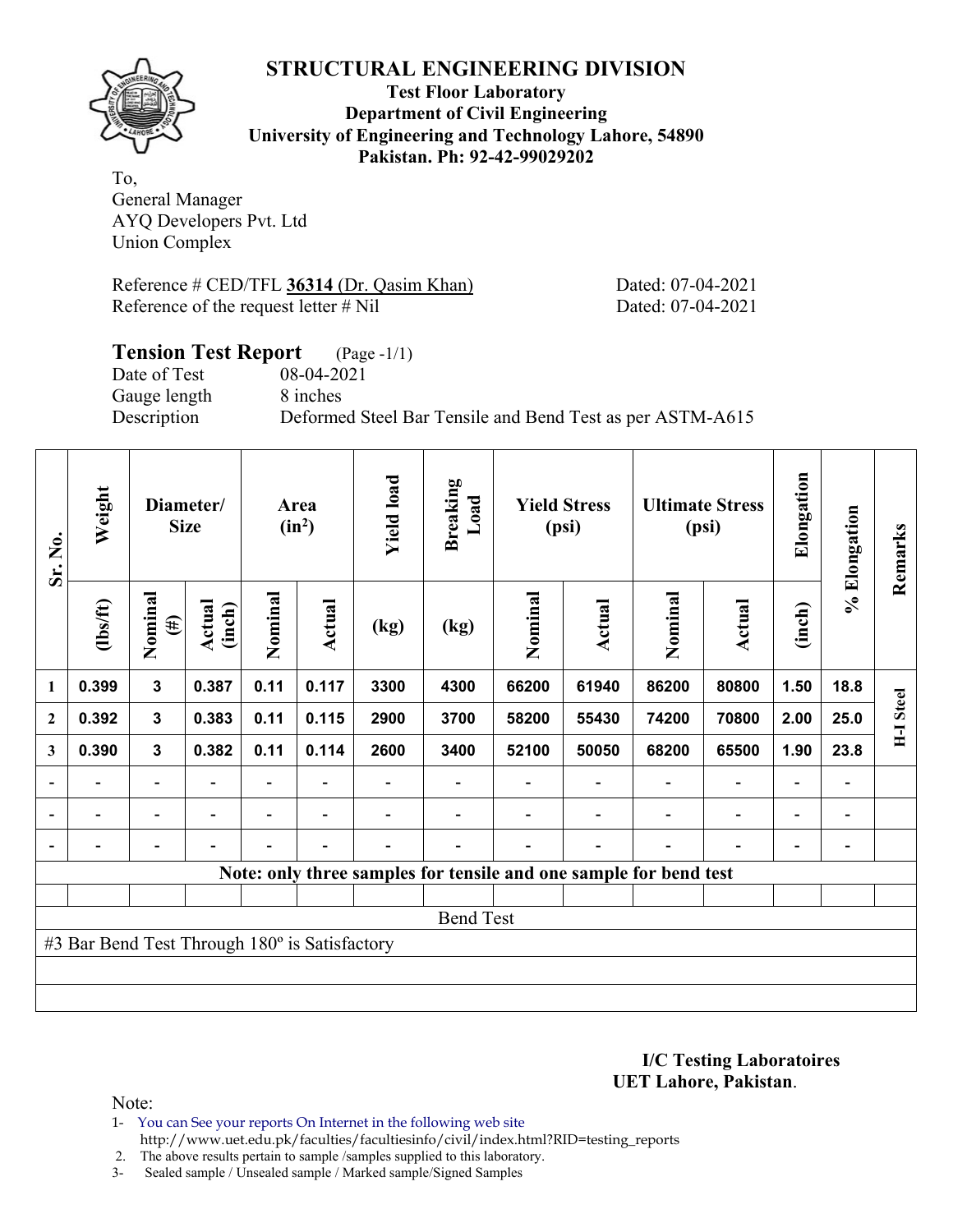## STRUCTURAL ENGINEERING DIVISION

**Test Floor Laboratory**
**Department of Civil Engineering**
**University of Engineering and Technology Lahore, 54890**
**Pakistan. Ph: 92-42-99029202**

To,
General Manager
AYQ Developers Pvt. Ltd
Union Complex

Reference # CED/TFL **36314** (Dr. Qasim Khan) Dated: 07-04-2021
Reference of the request letter # Nil Dated: 07-04-2021

### Tension Test Report (Page -1/1)

Date of Test 08-04-2021
Gauge length 8 inches
Description Deformed Steel Bar Tensile and Bend Test as per ASTM-A615

| Sr. No. | Weight | Diameter/ Size | | Area ($in^2$) | | Yield load | Breaking Load | Yield Stress (psi) | | Ultimate Stress (psi) | | Elongation | % Elongation | Remarks |
|---|---|---|---|---|---|---|---|---|---|---|---|---|---|---|
| | (lbs/ft) | Nominal (#) | Actual (inch) | Nominal | Actual | (kg) | (kg) | Nominal | Actual | Nominal | Actual | (inch) | | |
| 1 | 0.399 | 3 | 0.387 | 0.11 | 0.117 | 3300 | 4300 | 66200 | 61940 | 86200 | 80800 | 1.50 | 18.8 | H-I Steel |
| 2 | 0.392 | 3 | 0.383 | 0.11 | 0.115 | 2900 | 3700 | 58200 | 55430 | 74200 | 70800 | 2.00 | 25.0 | |
| 3 | 0.390 | 3 | 0.382 | 0.11 | 0.114 | 2600 | 3400 | 52100 | 50050 | 68200 | 65500 | 1.90 | 23.8 | |
| - | - | - | - | - | - | - | - | - | - | - | - | - | - | |
| - | - | - | - | - | - | - | - | - | - | - | - | - | - | |
| - | - | - | - | - | - | - | - | - | - | - | - | - | - | |

Note: only three samples for tensile and one sample for bend test

**Bend Test**

#3 Bar Bend Test Through 180º is Satisfactory

**I/C Testing Laboratoires**
**UET Lahore, Pakistan**.

Note:
1- You can See your reports On Internet in the following web site
http://www.uet.edu.pk/faculties/facultiesinfo/civil/index.html?RID=testing_reports
2. The above results pertain to sample /samples supplied to this laboratory.
3- Sealed sample / Unsealed sample / Marked sample/Signed Samples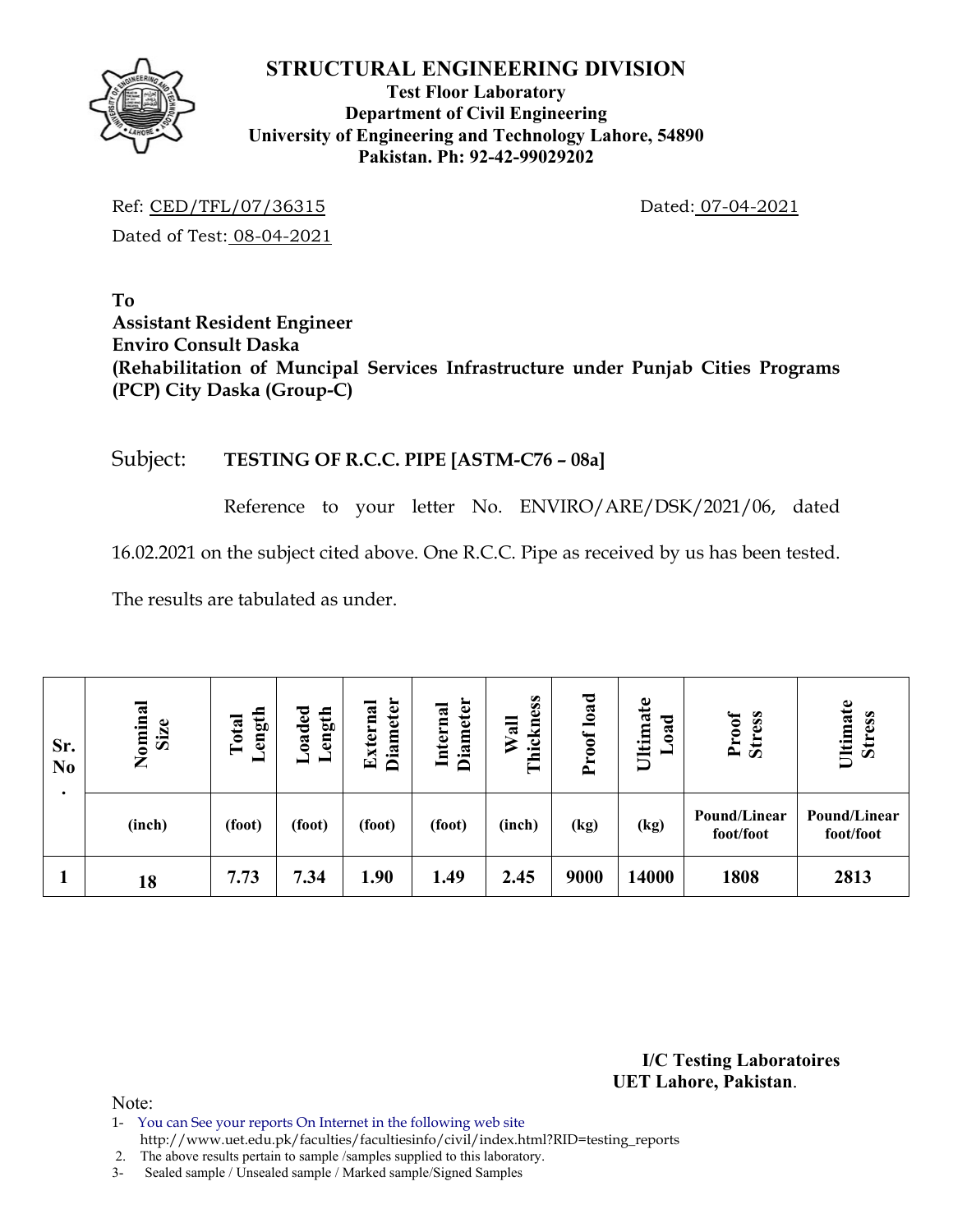# STRUCTURAL ENGINEERING DIVISION

**Test Floor Laboratory**
**Department of Civil Engineering**
**University of Engineering and Technology Lahore, 54890**
**Pakistan. Ph: 92-42-99029202**

Ref: CED/TFL/07/36315 Dated: 07-04-2021

Dated of Test: 08-04-2021

**To**
**Assistant Resident Engineer**
**Enviro Consult Daska**
**(Rehabilitation of Muncipal Services Infrastructure under Punjab Cities Programs (PCP) City Daska (Group-C)**

Subject: **TESTING OF R.C.C. PIPE [ASTM-C76 – 08a]**

Reference to your letter No. ENVIRO/ARE/DSK/2021/06, dated 16.02.2021 on the subject cited above. One R.C.C. Pipe as received by us has been tested. The results are tabulated as under.

| Sr. No. | Nominal Size | Total Length | Loaded Length | External Diameter | Internal Diameter | Wall Thickness | Proof load | Ultimate Load | Proof Stress | Ultimate Stress |
|---|---|---|---|---|---|---|---|---|---|---|
| | (inch) | (foot) | (foot) | (foot) | (foot) | (inch) | (kg) | (kg) | Pound/Linear foot/foot | Pound/Linear foot/foot |
| 1 | 18 | 7.73 | 7.34 | 1.90 | 1.49 | 2.45 | 9000 | 14000 | 1808 | 2813 |

**I/C Testing Laboratoires**
**UET Lahore, Pakistan**.

Note:
1- You can See your reports On Internet in the following web site
http://www.uet.edu.pk/faculties/facultiesinfo/civil/index.html?RID=testing_reports
2. The above results pertain to sample /samples supplied to this laboratory.
3- Sealed sample / Unsealed sample / Marked sample/Signed Samples